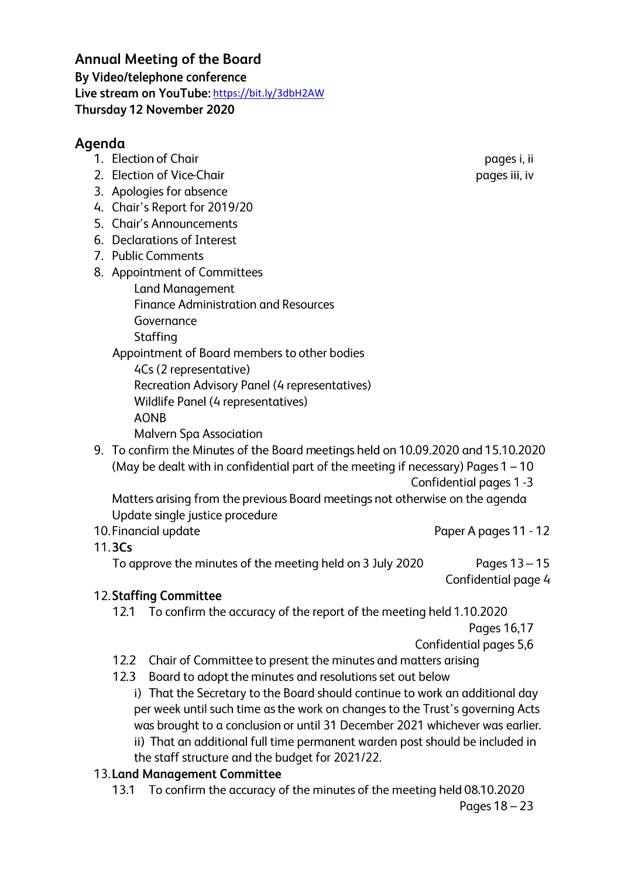## Annual Meeting of the Board

**By Video/telephone conference**
**Live stream on YouTube:** https://bit.ly/3dbH2AW
**Thursday 12 November 2020**

## Agenda

1. Election of Chair — pages i, ii
2. Election of Vice-Chair — pages iii, iv
3. Apologies for absence
4. Chair's Report for 2019/20
5. Chair's Announcements
6. Declarations of Interest
7. Public Comments
8. Appointment of Committees
   - Land Management
   - Finance Administration and Resources
   - Governance
   - Staffing

   Appointment of Board members to other bodies
   - 4Cs (2 representative)
   - Recreation Advisory Panel (4 representatives)
   - Wildlife Panel (4 representatives)
   - AONB
   - Malvern Spa Association
9. To confirm the Minutes of the Board meetings held on 10.09.2020 and 15.10.2020 (May be dealt with in confidential part of the meeting if necessary) Pages 1 – 10
   Confidential pages 1 -3

   Matters arising from the previous Board meetings not otherwise on the agenda
   Update single justice procedure
10. Financial update — Paper A pages 11 - 12
11. **3Cs**

    To approve the minutes of the meeting held on 3 July 2020 — Pages 13 – 15
    Confidential page 4
12. **Staffing Committee**

    12.1 To confirm the accuracy of the report of the meeting held 1.10.2020
    Pages 16,17
    Confidential pages 5,6

    12.2 Chair of Committee to present the minutes and matters arising

    12.3 Board to adopt the minutes and resolutions set out below

    i) That the Secretary to the Board should continue to work an additional day per week until such time as the work on changes to the Trust's governing Acts was brought to a conclusion or until 31 December 2021 whichever was earlier.

    ii) That an additional full time permanent warden post should be included in the staff structure and the budget for 2021/22.
13. **Land Management Committee**

    13.1 To confirm the accuracy of the minutes of the meeting held 08.10.2020
    Pages 18 – 23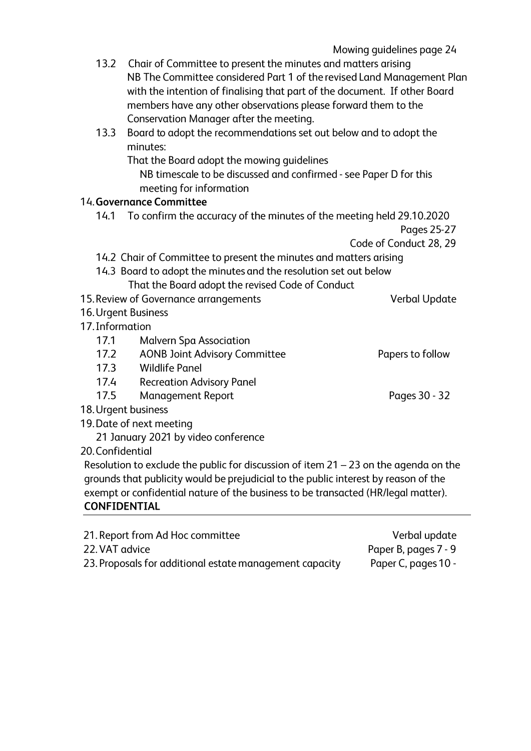Mowing guidelines page 24

13.2 Chair of Committee to present the minutes and matters arising
NB The Committee considered Part 1 of the revised Land Management Plan with the intention of finalising that part of the document. If other Board members have any other observations please forward them to the Conservation Manager after the meeting.

13.3 Board to adopt the recommendations set out below and to adopt the minutes:
That the Board adopt the mowing guidelines
NB timescale to be discussed and confirmed - see Paper D for this meeting for information

14. **Governance Committee**

14.1 To confirm the accuracy of the minutes of the meeting held 29.10.2020 — Pages 25-27
Code of Conduct 28, 29

14.2 Chair of Committee to present the minutes and matters arising

14.3 Board to adopt the minutes and the resolution set out below
That the Board adopt the revised Code of Conduct

15. Review of Governance arrangements — Verbal Update

16. Urgent Business

17. Information

17.1 Malvern Spa Association

17.2 AONB Joint Advisory Committee — Papers to follow

17.3 Wildlife Panel

17.4 Recreation Advisory Panel

17.5 Management Report — Pages 30 - 32

18. Urgent business

19. Date of next meeting
21 January 2021 by video conference

20. Confidential

Resolution to exclude the public for discussion of item 21 – 23 on the agenda on the grounds that publicity would be prejudicial to the public interest by reason of the exempt or confidential nature of the business to be transacted (HR/legal matter).

**CONFIDENTIAL**

---

21. Report from Ad Hoc committee — Verbal update

22. VAT advice — Paper B, pages 7 - 9

23. Proposals for additional estate management capacity — Paper C, pages 10 -